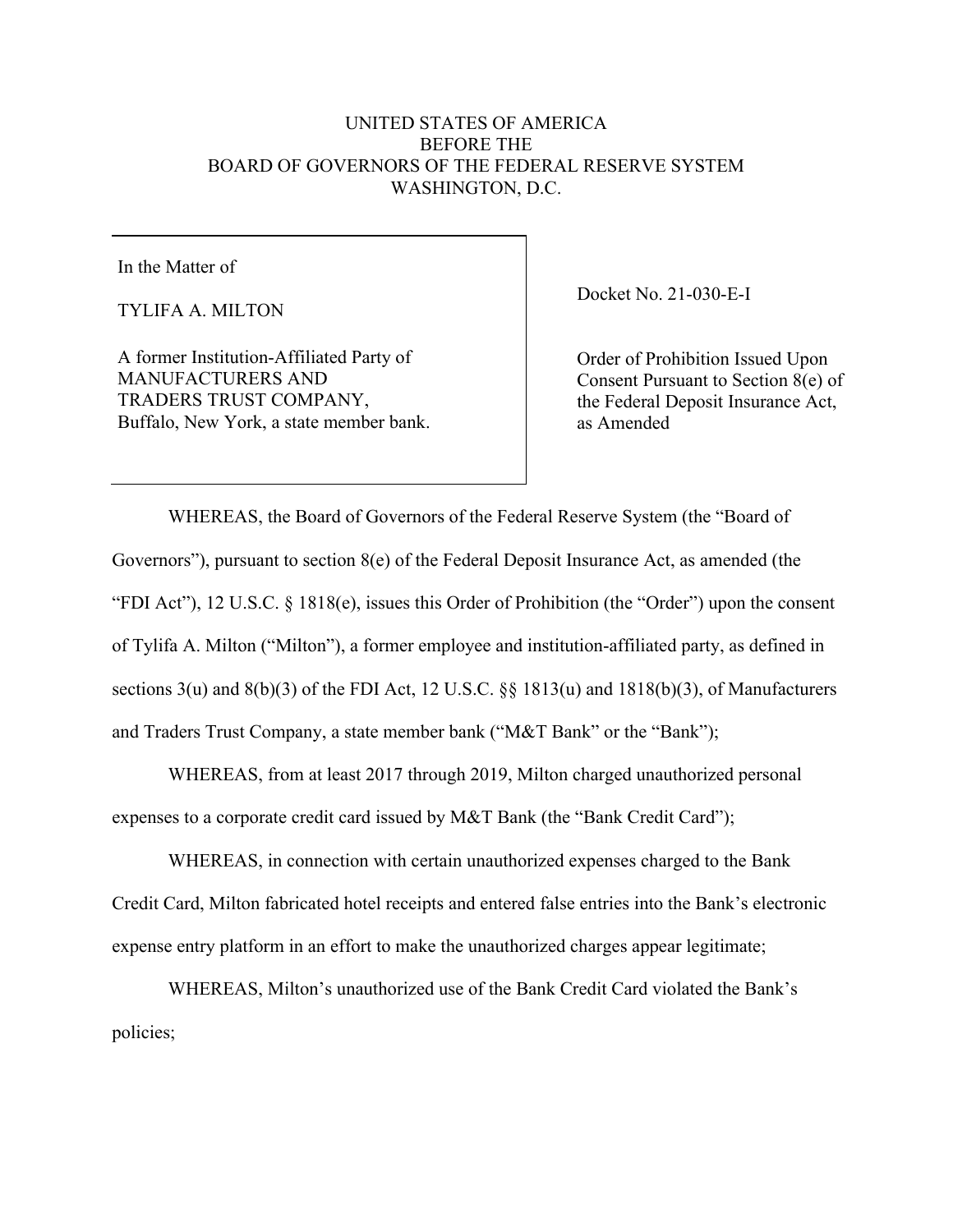UNITED STATES OF AMERICA
BEFORE THE
BOARD OF GOVERNORS OF THE FEDERAL RESERVE SYSTEM
WASHINGTON, D.C.

| In the Matter of<br><br>TYLIFA A. MILTON<br><br>A former Institution-Affiliated Party of MANUFACTURERS AND TRADERS TRUST COMPANY, Buffalo, New York, a state member bank. | Docket No. 21-030-E-I<br><br>Order of Prohibition Issued Upon Consent Pursuant to Section 8(e) of the Federal Deposit Insurance Act, as Amended |
|---|---|

WHEREAS, the Board of Governors of the Federal Reserve System (the "Board of Governors"), pursuant to section 8(e) of the Federal Deposit Insurance Act, as amended (the "FDI Act"), 12 U.S.C. § 1818(e), issues this Order of Prohibition (the "Order") upon the consent of Tylifa A. Milton ("Milton"), a former employee and institution-affiliated party, as defined in sections 3(u) and 8(b)(3) of the FDI Act, 12 U.S.C. §§ 1813(u) and 1818(b)(3), of Manufacturers and Traders Trust Company, a state member bank ("M&T Bank" or the "Bank");

WHEREAS, from at least 2017 through 2019, Milton charged unauthorized personal expenses to a corporate credit card issued by M&T Bank (the "Bank Credit Card");

WHEREAS, in connection with certain unauthorized expenses charged to the Bank Credit Card, Milton fabricated hotel receipts and entered false entries into the Bank's electronic expense entry platform in an effort to make the unauthorized charges appear legitimate;

WHEREAS, Milton's unauthorized use of the Bank Credit Card violated the Bank's policies;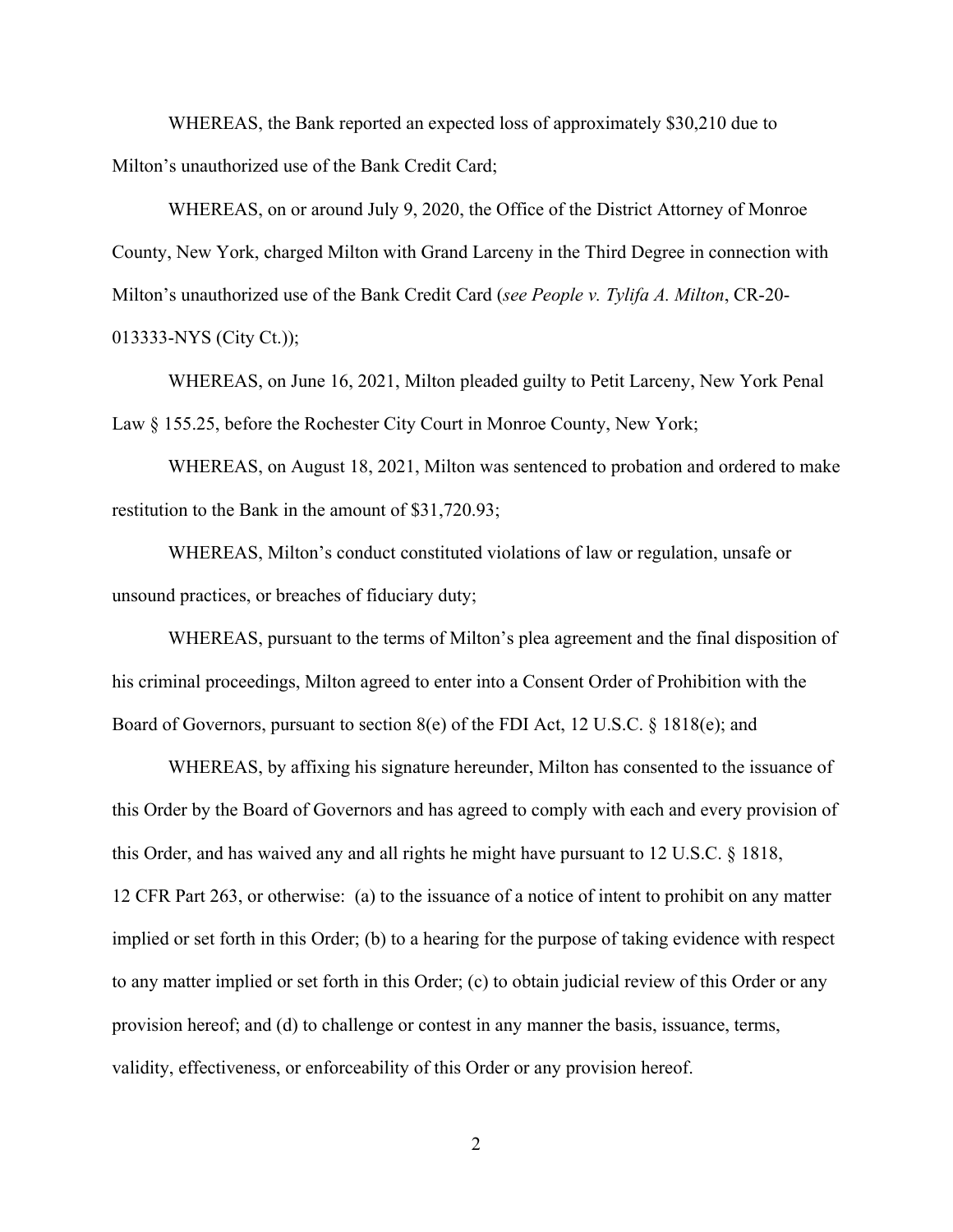WHEREAS, the Bank reported an expected loss of approximately $30,210 due to Milton's unauthorized use of the Bank Credit Card;

WHEREAS, on or around July 9, 2020, the Office of the District Attorney of Monroe County, New York, charged Milton with Grand Larceny in the Third Degree in connection with Milton's unauthorized use of the Bank Credit Card (*see People v. Tylifa A. Milton*, CR-20-013333-NYS (City Ct.));

WHEREAS, on June 16, 2021, Milton pleaded guilty to Petit Larceny, New York Penal Law § 155.25, before the Rochester City Court in Monroe County, New York;

WHEREAS, on August 18, 2021, Milton was sentenced to probation and ordered to make restitution to the Bank in the amount of $31,720.93;

WHEREAS, Milton's conduct constituted violations of law or regulation, unsafe or unsound practices, or breaches of fiduciary duty;

WHEREAS, pursuant to the terms of Milton's plea agreement and the final disposition of his criminal proceedings, Milton agreed to enter into a Consent Order of Prohibition with the Board of Governors, pursuant to section 8(e) of the FDI Act, 12 U.S.C. § 1818(e); and

WHEREAS, by affixing his signature hereunder, Milton has consented to the issuance of this Order by the Board of Governors and has agreed to comply with each and every provision of this Order, and has waived any and all rights he might have pursuant to 12 U.S.C. § 1818, 12 CFR Part 263, or otherwise: (a) to the issuance of a notice of intent to prohibit on any matter implied or set forth in this Order; (b) to a hearing for the purpose of taking evidence with respect to any matter implied or set forth in this Order; (c) to obtain judicial review of this Order or any provision hereof; and (d) to challenge or contest in any manner the basis, issuance, terms, validity, effectiveness, or enforceability of this Order or any provision hereof.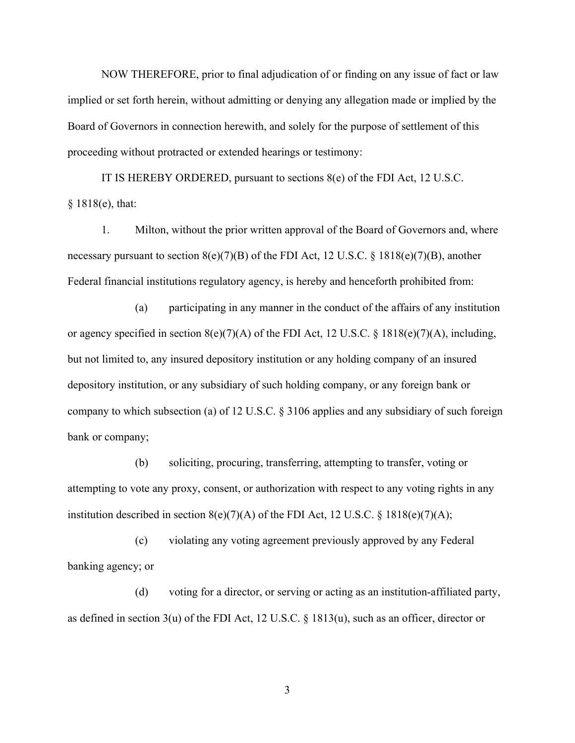NOW THEREFORE, prior to final adjudication of or finding on any issue of fact or law implied or set forth herein, without admitting or denying any allegation made or implied by the Board of Governors in connection herewith, and solely for the purpose of settlement of this proceeding without protracted or extended hearings or testimony:

IT IS HEREBY ORDERED, pursuant to sections 8(e) of the FDI Act, 12 U.S.C. § 1818(e), that:

1. Milton, without the prior written approval of the Board of Governors and, where necessary pursuant to section 8(e)(7)(B) of the FDI Act, 12 U.S.C. § 1818(e)(7)(B), another Federal financial institutions regulatory agency, is hereby and henceforth prohibited from:

   (a) participating in any manner in the conduct of the affairs of any institution or agency specified in section 8(e)(7)(A) of the FDI Act, 12 U.S.C. § 1818(e)(7)(A), including, but not limited to, any insured depository institution or any holding company of an insured depository institution, or any subsidiary of such holding company, or any foreign bank or company to which subsection (a) of 12 U.S.C. § 3106 applies and any subsidiary of such foreign bank or company;

   (b) soliciting, procuring, transferring, attempting to transfer, voting or attempting to vote any proxy, consent, or authorization with respect to any voting rights in any institution described in section 8(e)(7)(A) of the FDI Act, 12 U.S.C. § 1818(e)(7)(A);

   (c) violating any voting agreement previously approved by any Federal banking agency; or

   (d) voting for a director, or serving or acting as an institution-affiliated party, as defined in section 3(u) of the FDI Act, 12 U.S.C. § 1813(u), such as an officer, director or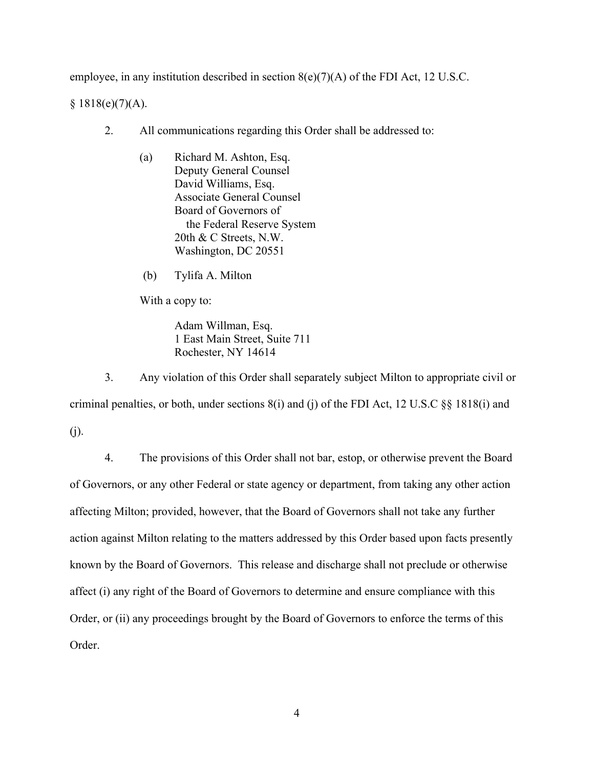employee, in any institution described in section 8(e)(7)(A) of the FDI Act, 12 U.S.C. § 1818(e)(7)(A).

2. All communications regarding this Order shall be addressed to:

   (a) Richard M. Ashton, Esq.
   Deputy General Counsel
   David Williams, Esq.
   Associate General Counsel
   Board of Governors of
   the Federal Reserve System
   20th & C Streets, N.W.
   Washington, DC 20551

   (b) Tylifa A. Milton

   With a copy to:

   Adam Willman, Esq.
   1 East Main Street, Suite 711
   Rochester, NY 14614

3. Any violation of this Order shall separately subject Milton to appropriate civil or criminal penalties, or both, under sections 8(i) and (j) of the FDI Act, 12 U.S.C §§ 1818(i) and (j).

4. The provisions of this Order shall not bar, estop, or otherwise prevent the Board of Governors, or any other Federal or state agency or department, from taking any other action affecting Milton; provided, however, that the Board of Governors shall not take any further action against Milton relating to the matters addressed by this Order based upon facts presently known by the Board of Governors. This release and discharge shall not preclude or otherwise affect (i) any right of the Board of Governors to determine and ensure compliance with this Order, or (ii) any proceedings brought by the Board of Governors to enforce the terms of this Order.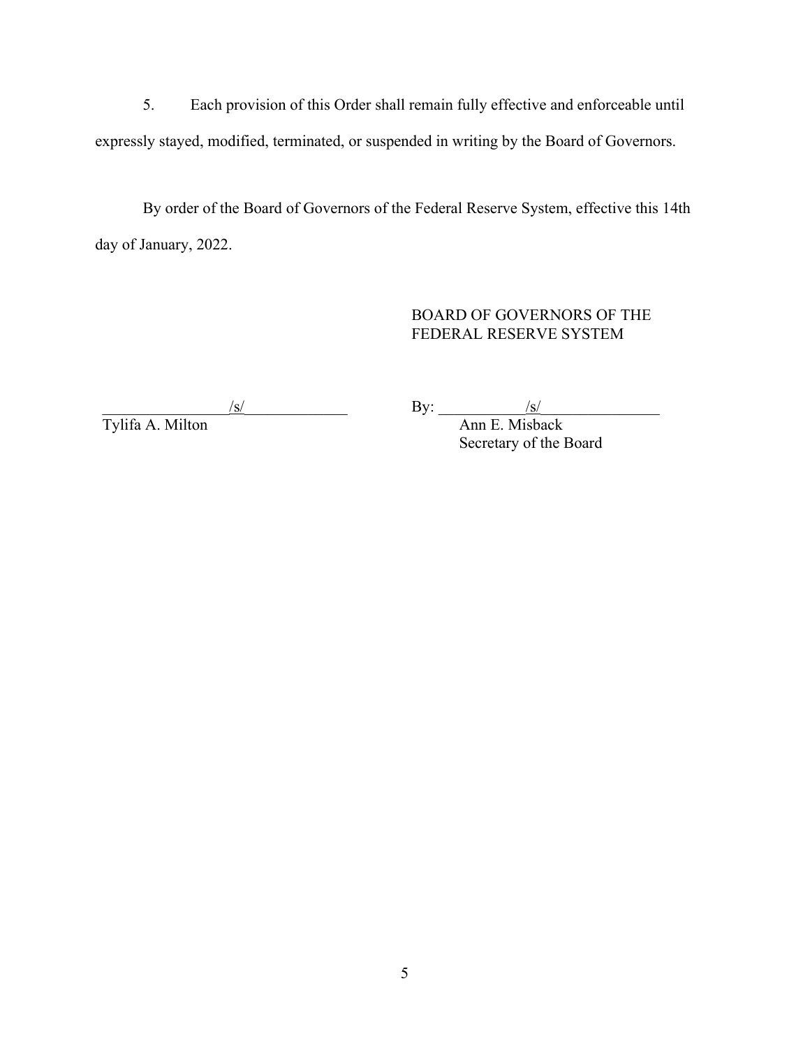5. Each provision of this Order shall remain fully effective and enforceable until expressly stayed, modified, terminated, or suspended in writing by the Board of Governors.

By order of the Board of Governors of the Federal Reserve System, effective this 14th day of January, 2022.

BOARD OF GOVERNORS OF THE
FEDERAL RESERVE SYSTEM

/s/
Tylifa A. Milton

By: /s/
Ann E. Misback
Secretary of the Board